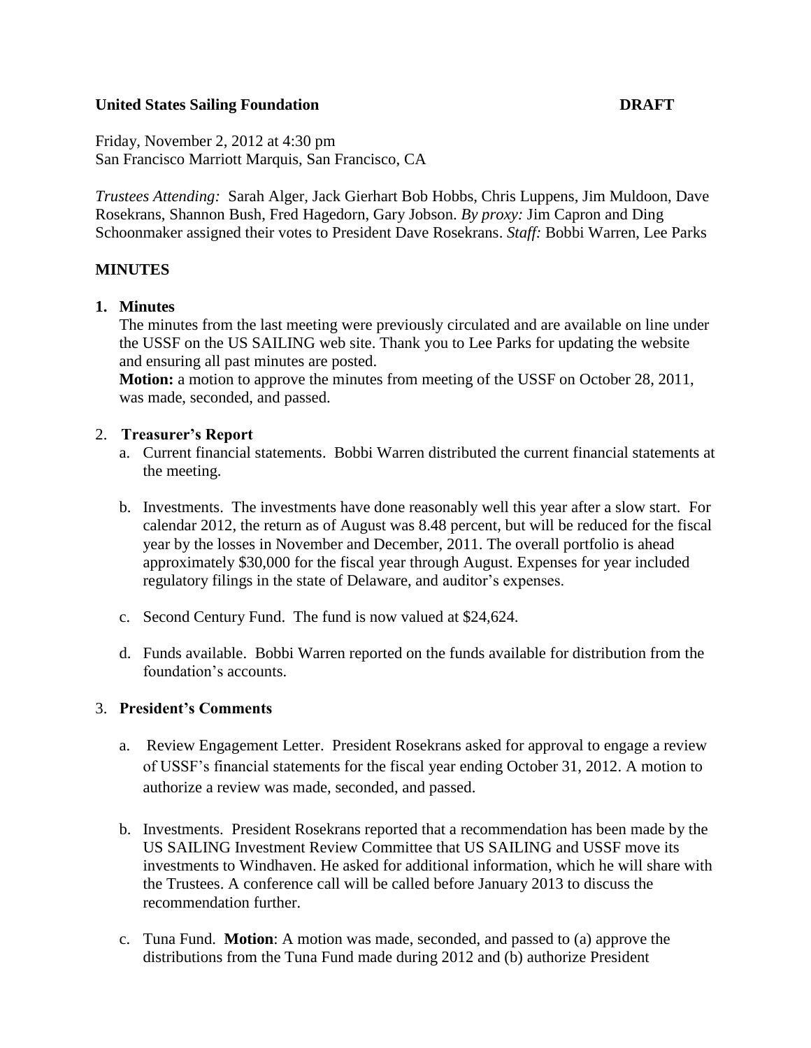**United States Sailing Foundation** **DRAFT**

Friday, November 2, 2012 at 4:30 pm
San Francisco Marriott Marquis, San Francisco, CA

*Trustees Attending:* Sarah Alger, Jack Gierhart Bob Hobbs, Chris Luppens, Jim Muldoon, Dave Rosekrans, Shannon Bush, Fred Hagedorn, Gary Jobson. *By proxy:* Jim Capron and Ding Schoonmaker assigned their votes to President Dave Rosekrans. *Staff:* Bobbi Warren, Lee Parks

## MINUTES

1. **Minutes**

   The minutes from the last meeting were previously circulated and are available on line under the USSF on the US SAILING web site. Thank you to Lee Parks for updating the website and ensuring all past minutes are posted.

   **Motion:** a motion to approve the minutes from meeting of the USSF on October 28, 2011, was made, seconded, and passed.

2. **Treasurer's Report**
   a. Current financial statements. Bobbi Warren distributed the current financial statements at the meeting.

   b. Investments. The investments have done reasonably well this year after a slow start. For calendar 2012, the return as of August was 8.48 percent, but will be reduced for the fiscal year by the losses in November and December, 2011. The overall portfolio is ahead approximately $30,000 for the fiscal year through August. Expenses for year included regulatory filings in the state of Delaware, and auditor's expenses.

   c. Second Century Fund. The fund is now valued at $24,624.

   d. Funds available. Bobbi Warren reported on the funds available for distribution from the foundation's accounts.

3. **President's Comments**

   a. Review Engagement Letter. President Rosekrans asked for approval to engage a review of USSF's financial statements for the fiscal year ending October 31, 2012. A motion to authorize a review was made, seconded, and passed.

   b. Investments. President Rosekrans reported that a recommendation has been made by the US SAILING Investment Review Committee that US SAILING and USSF move its investments to Windhaven. He asked for additional information, which he will share with the Trustees. A conference call will be called before January 2013 to discuss the recommendation further.

   c. Tuna Fund. **Motion**: A motion was made, seconded, and passed to (a) approve the distributions from the Tuna Fund made during 2012 and (b) authorize President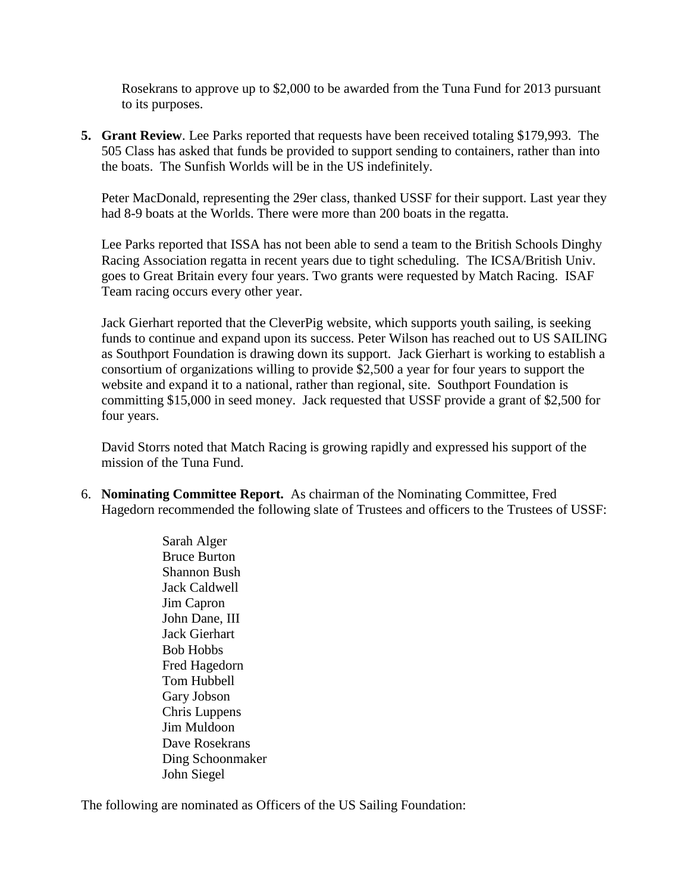Rosekrans to approve up to $2,000 to be awarded from the Tuna Fund for 2013 pursuant to its purposes.

5. **Grant Review**. Lee Parks reported that requests have been received totaling $179,993. The 505 Class has asked that funds be provided to support sending to containers, rather than into the boats. The Sunfish Worlds will be in the US indefinitely.

   Peter MacDonald, representing the 29er class, thanked USSF for their support. Last year they had 8-9 boats at the Worlds. There were more than 200 boats in the regatta.

   Lee Parks reported that ISSA has not been able to send a team to the British Schools Dinghy Racing Association regatta in recent years due to tight scheduling. The ICSA/British Univ. goes to Great Britain every four years. Two grants were requested by Match Racing. ISAF Team racing occurs every other year.

   Jack Gierhart reported that the CleverPig website, which supports youth sailing, is seeking funds to continue and expand upon its success. Peter Wilson has reached out to US SAILING as Southport Foundation is drawing down its support. Jack Gierhart is working to establish a consortium of organizations willing to provide $2,500 a year for four years to support the website and expand it to a national, rather than regional, site. Southport Foundation is committing $15,000 in seed money. Jack requested that USSF provide a grant of $2,500 for four years.

   David Storrs noted that Match Racing is growing rapidly and expressed his support of the mission of the Tuna Fund.

6. **Nominating Committee Report.** As chairman of the Nominating Committee, Fred Hagedorn recommended the following slate of Trustees and officers to the Trustees of USSF:

   Sarah Alger
   Bruce Burton
   Shannon Bush
   Jack Caldwell
   Jim Capron
   John Dane, III
   Jack Gierhart
   Bob Hobbs
   Fred Hagedorn
   Tom Hubbell
   Gary Jobson
   Chris Luppens
   Jim Muldoon
   Dave Rosekrans
   Ding Schoonmaker
   John Siegel

The following are nominated as Officers of the US Sailing Foundation: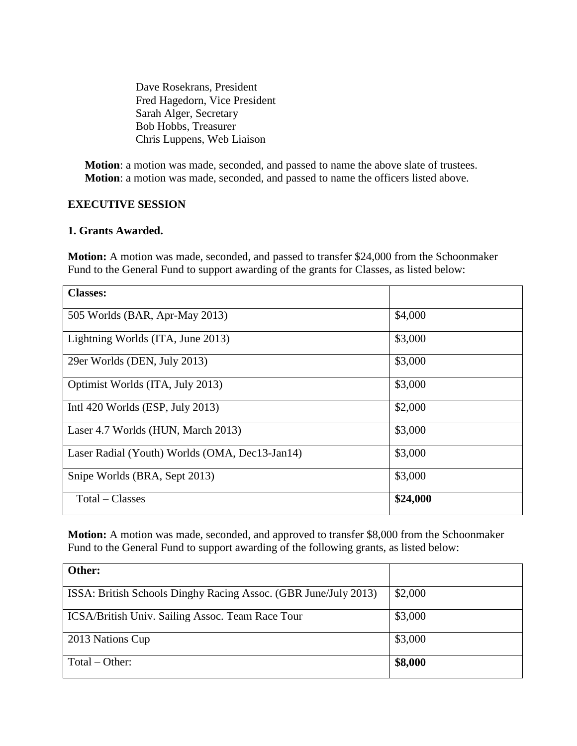Dave Rosekrans, President
Fred Hagedorn, Vice President
Sarah Alger, Secretary
Bob Hobbs, Treasurer
Chris Luppens, Web Liaison

**Motion**: a motion was made, seconded, and passed to name the above slate of trustees.
**Motion**: a motion was made, seconded, and passed to name the officers listed above.

**EXECUTIVE SESSION**

**1. Grants Awarded.**

**Motion:** A motion was made, seconded, and passed to transfer $24,000 from the Schoonmaker Fund to the General Fund to support awarding of the grants for Classes, as listed below:

| **Classes:** | |
|---|---|
| 505 Worlds (BAR, Apr-May 2013) | $4,000 |
| Lightning Worlds (ITA, June 2013) | $3,000 |
| 29er Worlds (DEN, July 2013) | $3,000 |
| Optimist Worlds (ITA, July 2013) | $3,000 |
| Intl 420 Worlds (ESP, July 2013) | $2,000 |
| Laser 4.7 Worlds (HUN, March 2013) | $3,000 |
| Laser Radial (Youth) Worlds (OMA, Dec13-Jan14) | $3,000 |
| Snipe Worlds (BRA, Sept 2013) | $3,000 |
| Total – Classes | **$24,000** |

**Motion:** A motion was made, seconded, and approved to transfer $8,000 from the Schoonmaker Fund to the General Fund to support awarding of the following grants, as listed below:

| **Other:** | |
|---|---|
| ISSA: British Schools Dinghy Racing Assoc. (GBR June/July 2013) | $2,000 |
| ICSA/British Univ. Sailing Assoc. Team Race Tour | $3,000 |
| 2013 Nations Cup | $3,000 |
| Total – Other: | **$8,000** |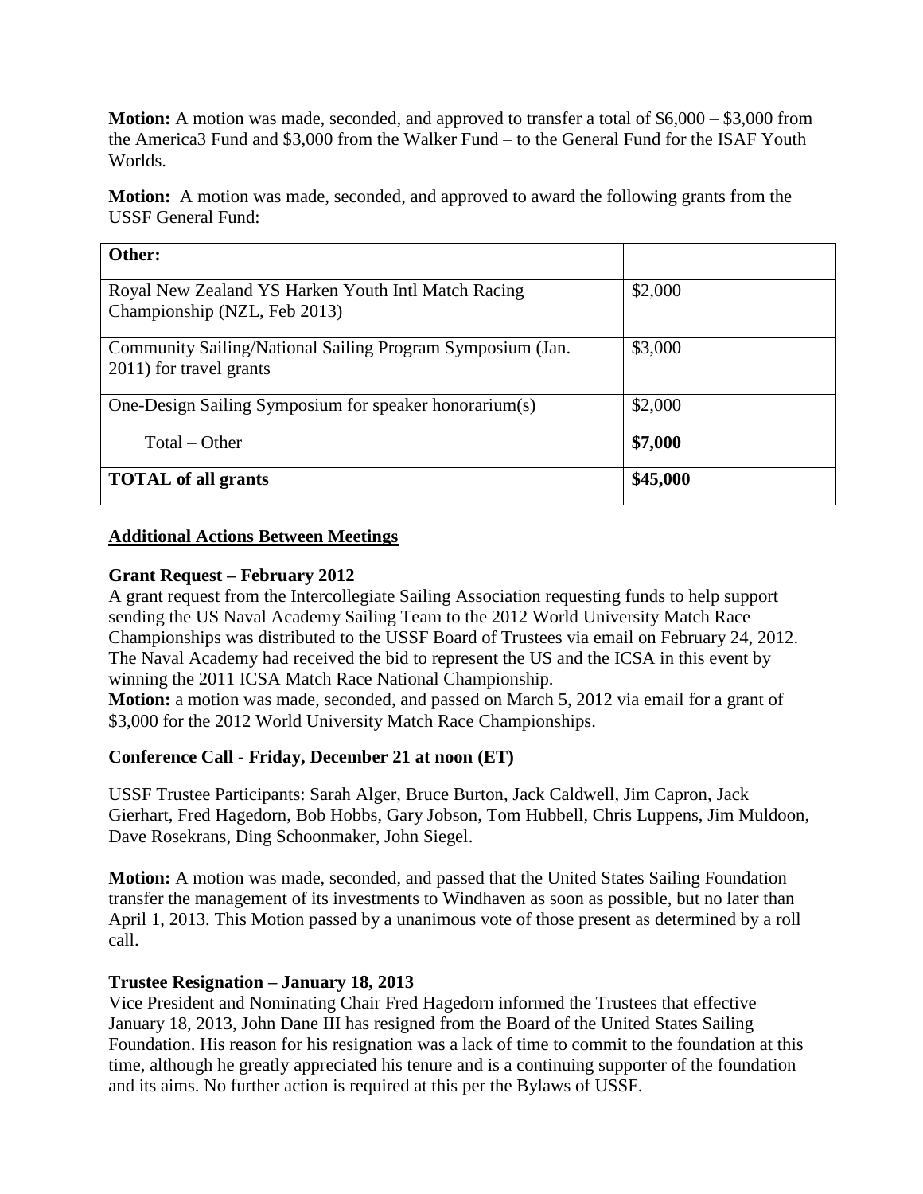**Motion:** A motion was made, seconded, and approved to transfer a total of $6,000 – $3,000 from the America3 Fund and $3,000 from the Walker Fund – to the General Fund for the ISAF Youth Worlds.

**Motion:** A motion was made, seconded, and approved to award the following grants from the USSF General Fund:

| **Other:** | |
|---|---|
| Royal New Zealand YS Harken Youth Intl Match Racing Championship (NZL, Feb 2013) | $2,000 |
| Community Sailing/National Sailing Program Symposium (Jan. 2011) for travel grants | $3,000 |
| One-Design Sailing Symposium for speaker honorarium(s) | $2,000 |
| Total – Other | **$7,000** |
| **TOTAL of all grants** | **$45,000** |

**Additional Actions Between Meetings**

**Grant Request – February 2012**

A grant request from the Intercollegiate Sailing Association requesting funds to help support sending the US Naval Academy Sailing Team to the 2012 World University Match Race Championships was distributed to the USSF Board of Trustees via email on February 24, 2012. The Naval Academy had received the bid to represent the US and the ICSA in this event by winning the 2011 ICSA Match Race National Championship.

**Motion:** a motion was made, seconded, and passed on March 5, 2012 via email for a grant of $3,000 for the 2012 World University Match Race Championships.

**Conference Call - Friday, December 21 at noon (ET)**

USSF Trustee Participants: Sarah Alger, Bruce Burton, Jack Caldwell, Jim Capron, Jack Gierhart, Fred Hagedorn, Bob Hobbs, Gary Jobson, Tom Hubbell, Chris Luppens, Jim Muldoon, Dave Rosekrans, Ding Schoonmaker, John Siegel.

**Motion:** A motion was made, seconded, and passed that the United States Sailing Foundation transfer the management of its investments to Windhaven as soon as possible, but no later than April 1, 2013. This Motion passed by a unanimous vote of those present as determined by a roll call.

**Trustee Resignation – January 18, 2013**

Vice President and Nominating Chair Fred Hagedorn informed the Trustees that effective January 18, 2013, John Dane III has resigned from the Board of the United States Sailing Foundation. His reason for his resignation was a lack of time to commit to the foundation at this time, although he greatly appreciated his tenure and is a continuing supporter of the foundation and its aims. No further action is required at this per the Bylaws of USSF.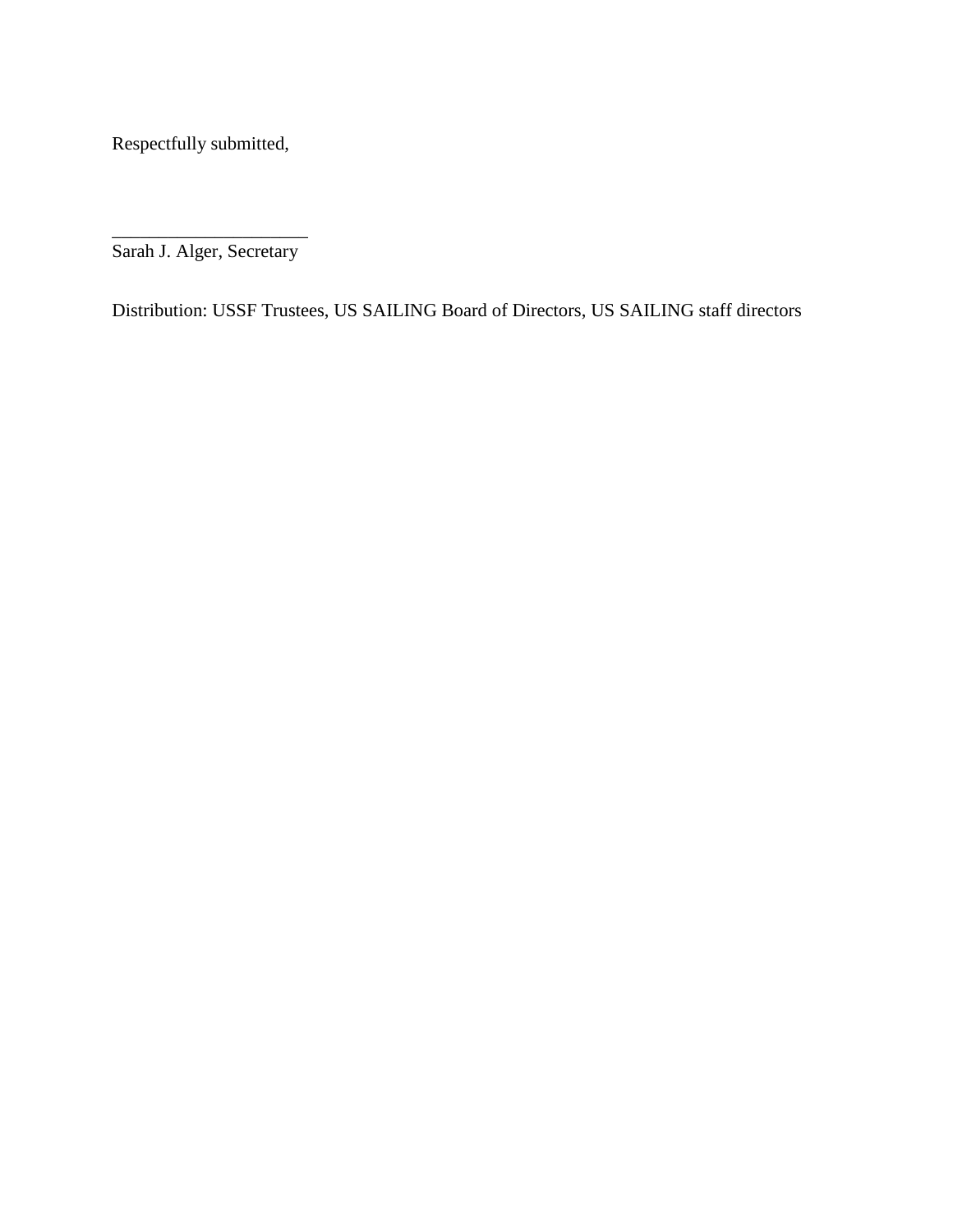Respectfully submitted,

_____________________
Sarah J. Alger, Secretary

Distribution: USSF Trustees, US SAILING Board of Directors, US SAILING staff directors